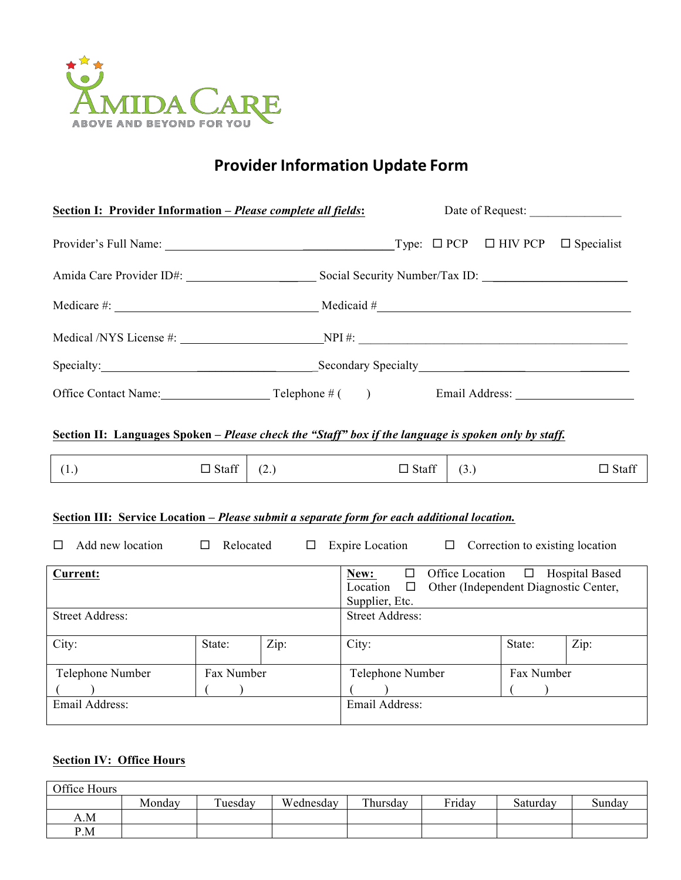AMIDA CARE
ABOVE AND BEYOND FOR YOU

# Provider Information Update Form

**Section I: Provider Information – *Please complete all fields*:** Date of Request: _______________

Provider's Full Name: _______________________________ Type: ☐ PCP ☐ HIV PCP ☐ Specialist

Amida Care Provider ID#: ____________________ Social Security Number/Tax ID: ______________________

Medicare #: ______________________________ Medicaid #________________________________________

Medical /NYS License #: ______________________ NPI #: ___________________________________________

Specialty:______________________________________ Secondary Specialty_______________________________

Office Contact Name:_________________ Telephone # (      ) Email Address: ___________________

**Section II: Languages Spoken – *Please check the "Staff" box if the language is spoken only by staff.***

| (1.) ☐ Staff | (2.) ☐ Staff | (3.) ☐ Staff |
|---|---|---|

**Section III: Service Location – *Please submit a separate form for each additional location.***

☐ Add new location ☐ Relocated ☐ Expire Location ☐ Correction to existing location

| **Current:** | | | **New:** ☐ Office Location ☐ Hospital Based Location ☐ Other (Independent Diagnostic Center, Supplier, Etc. | | |
|---|---|---|---|---|---|
| Street Address: | | | Street Address: | | |
| City: | State: | Zip: | City: | State: | Zip: |
| Telephone Number (      ) | Fax Number (      ) | | Telephone Number (      ) | Fax Number (      ) | |
| Email Address: | | | Email Address: | | |

**Section IV: Office Hours**

| Office Hours | | | | | | | |
|---|---|---|---|---|---|---|---|
| | Monday | Tuesday | Wednesday | Thursday | Friday | Saturday | Sunday |
| A.M | | | | | | | |
| P.M | | | | | | | |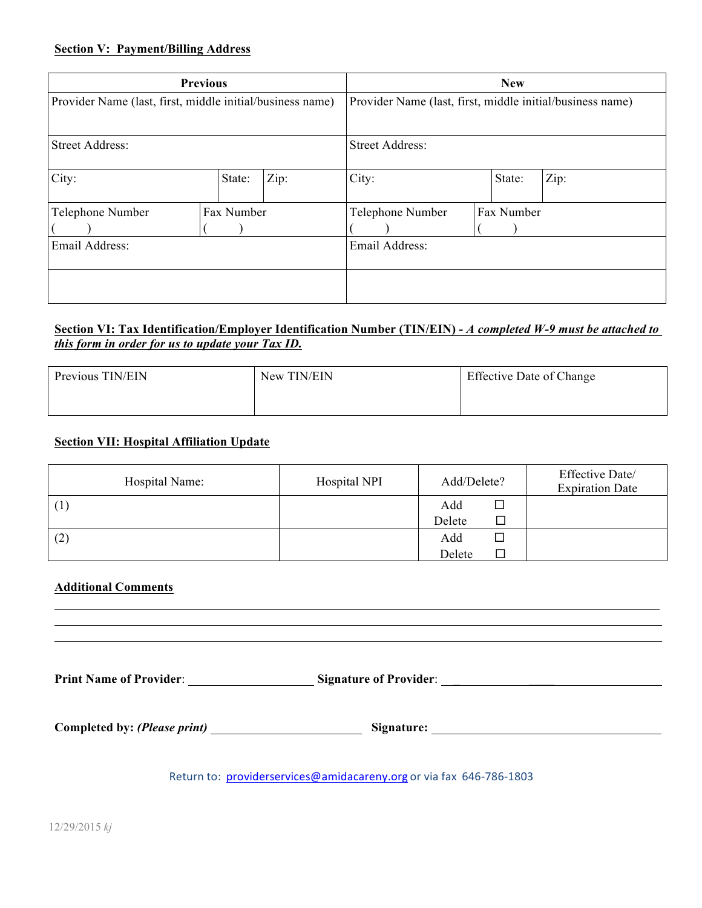**Section V: Payment/Billing Address**

| Previous | | | | New | | | |
|---|---|---|---|---|---|---|---|
| Provider Name (last, first, middle initial/business name) | | | | Provider Name (last, first, middle initial/business name) | | | |
| Street Address: | | | | Street Address: | | | |
| City: | | State: | Zip: | City: | | State: | Zip: |
| Telephone Number ( ) | Fax Number ( ) | | | Telephone Number ( ) | Fax Number ( ) | | |
| Email Address: | | | | Email Address: | | | |
| | | | | | | | |

**Section VI: Tax Identification/Employer Identification Number (TIN/EIN) -** ***A completed W-9 must be attached to this form in order for us to update your Tax ID.***

| Previous TIN/EIN | New TIN/EIN | Effective Date of Change |
|---|---|---|
| | | |

**Section VII: Hospital Affiliation Update**

| Hospital Name: | Hospital NPI | Add/Delete? | Effective Date/ Expiration Date |
|---|---|---|---|
| (1) | | Add ☐ Delete ☐ | |
| (2) | | Add ☐ Delete ☐ | |

**Additional Comments**

______________________________________________________________________

______________________________________________________________________

______________________________________________________________________

**Print Name of Provider**: ____________________ **Signature of Provider**: ____________________

**Completed by:** ***(Please print)*** ____________________ **Signature:** ____________________

Return to: providerservices@amidacareny.org or via fax 646-786-1803

12/29/2015 *kj*